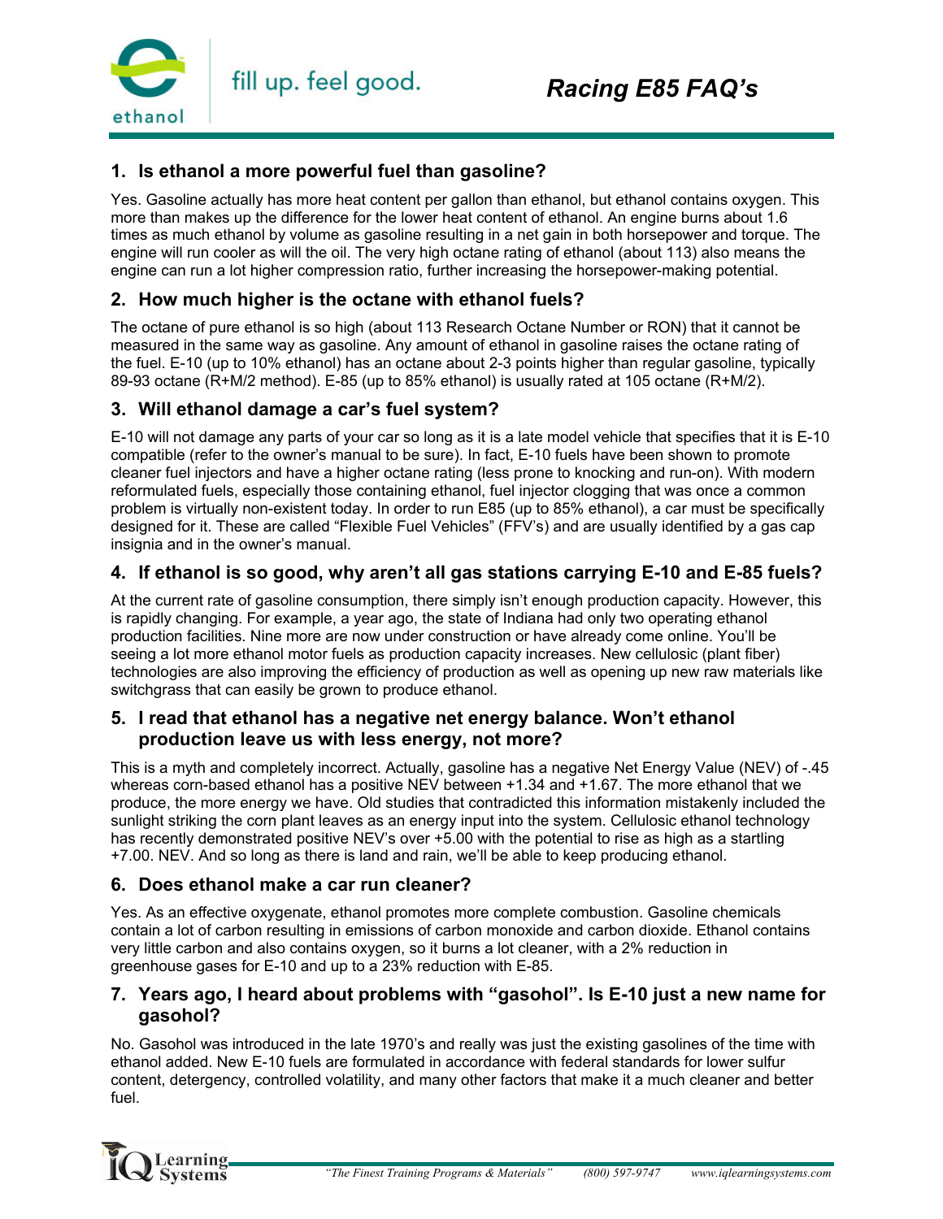# Racing E85 FAQ's

fill up. feel good.

## 1. Is ethanol a more powerful fuel than gasoline?

Yes. Gasoline actually has more heat content per gallon than ethanol, but ethanol contains oxygen. This more than makes up the difference for the lower heat content of ethanol. An engine burns about 1.6 times as much ethanol by volume as gasoline resulting in a net gain in both horsepower and torque. The engine will run cooler as will the oil. The very high octane rating of ethanol (about 113) also means the engine can run a lot higher compression ratio, further increasing the horsepower-making potential.

## 2. How much higher is the octane with ethanol fuels?

The octane of pure ethanol is so high (about 113 Research Octane Number or RON) that it cannot be measured in the same way as gasoline. Any amount of ethanol in gasoline raises the octane rating of the fuel. E-10 (up to 10% ethanol) has an octane about 2-3 points higher than regular gasoline, typically 89-93 octane (R+M/2 method). E-85 (up to 85% ethanol) is usually rated at 105 octane (R+M/2).

## 3. Will ethanol damage a car's fuel system?

E-10 will not damage any parts of your car so long as it is a late model vehicle that specifies that it is E-10 compatible (refer to the owner's manual to be sure). In fact, E-10 fuels have been shown to promote cleaner fuel injectors and have a higher octane rating (less prone to knocking and run-on). With modern reformulated fuels, especially those containing ethanol, fuel injector clogging that was once a common problem is virtually non-existent today. In order to run E85 (up to 85% ethanol), a car must be specifically designed for it. These are called "Flexible Fuel Vehicles" (FFV's) and are usually identified by a gas cap insignia and in the owner's manual.

## 4. If ethanol is so good, why aren't all gas stations carrying E-10 and E-85 fuels?

At the current rate of gasoline consumption, there simply isn't enough production capacity. However, this is rapidly changing. For example, a year ago, the state of Indiana had only two operating ethanol production facilities. Nine more are now under construction or have already come online. You'll be seeing a lot more ethanol motor fuels as production capacity increases. New cellulosic (plant fiber) technologies are also improving the efficiency of production as well as opening up new raw materials like switchgrass that can easily be grown to produce ethanol.

## 5. I read that ethanol has a negative net energy balance. Won't ethanol production leave us with less energy, not more?

This is a myth and completely incorrect. Actually, gasoline has a negative Net Energy Value (NEV) of -.45 whereas corn-based ethanol has a positive NEV between +1.34 and +1.67. The more ethanol that we produce, the more energy we have. Old studies that contradicted this information mistakenly included the sunlight striking the corn plant leaves as an energy input into the system. Cellulosic ethanol technology has recently demonstrated positive NEV's over +5.00 with the potential to rise as high as a startling +7.00. NEV. And so long as there is land and rain, we'll be able to keep producing ethanol.

## 6. Does ethanol make a car run cleaner?

Yes. As an effective oxygenate, ethanol promotes more complete combustion. Gasoline chemicals contain a lot of carbon resulting in emissions of carbon monoxide and carbon dioxide. Ethanol contains very little carbon and also contains oxygen, so it burns a lot cleaner, with a 2% reduction in greenhouse gases for E-10 and up to a 23% reduction with E-85.

## 7. Years ago, I heard about problems with "gasohol". Is E-10 just a new name for gasohol?

No. Gasohol was introduced in the late 1970's and really was just the existing gasolines of the time with ethanol added. New E-10 fuels are formulated in accordance with federal standards for lower sulfur content, detergency, controlled volatility, and many other factors that make it a much cleaner and better fuel.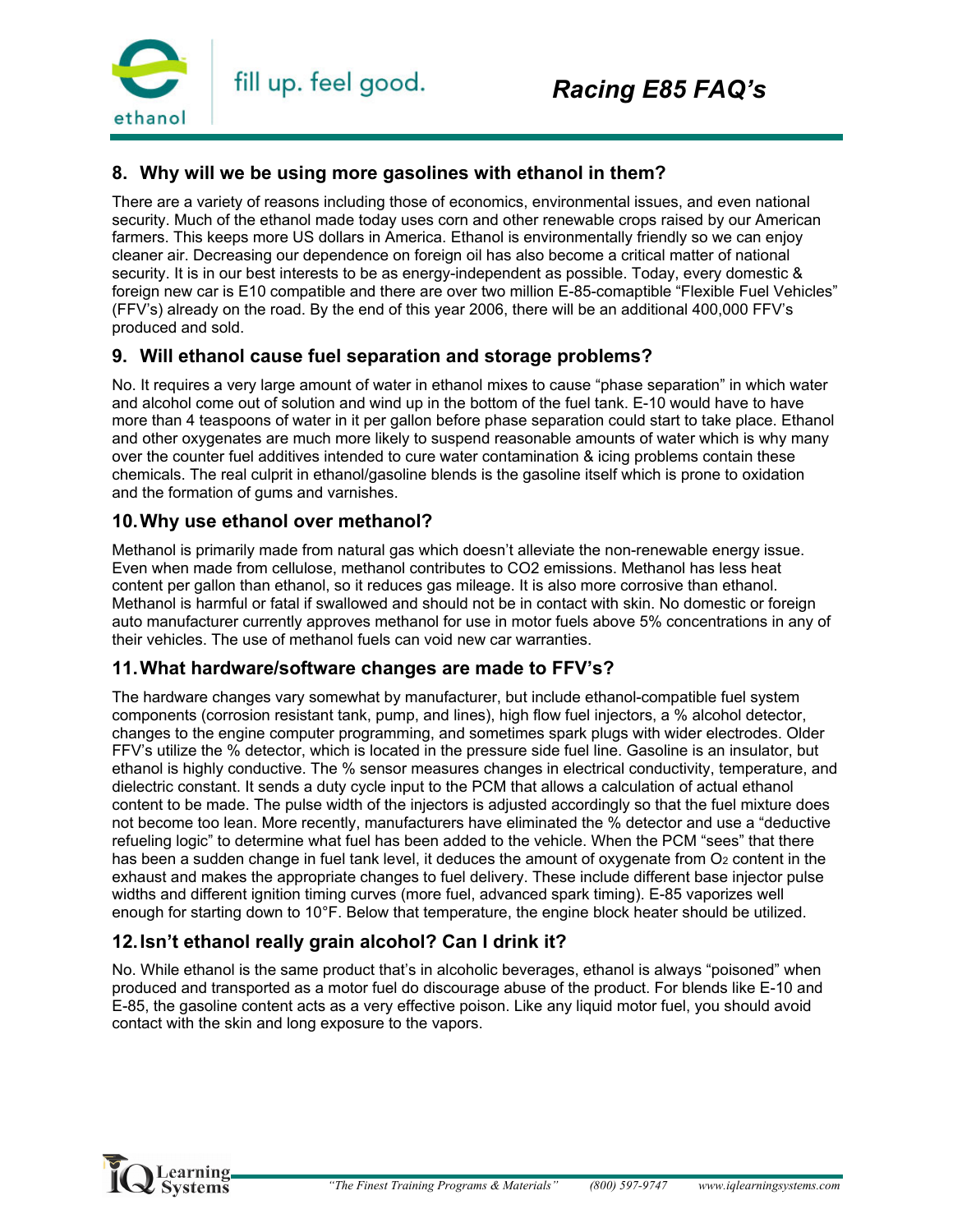## 8. Why will we be using more gasolines with ethanol in them?

There are a variety of reasons including those of economics, environmental issues, and even national security. Much of the ethanol made today uses corn and other renewable crops raised by our American farmers. This keeps more US dollars in America. Ethanol is environmentally friendly so we can enjoy cleaner air. Decreasing our dependence on foreign oil has also become a critical matter of national security. It is in our best interests to be as energy-independent as possible. Today, every domestic & foreign new car is E10 compatible and there are over two million E-85-comaptible "Flexible Fuel Vehicles" (FFV's) already on the road. By the end of this year 2006, there will be an additional 400,000 FFV's produced and sold.

## 9. Will ethanol cause fuel separation and storage problems?

No. It requires a very large amount of water in ethanol mixes to cause "phase separation" in which water and alcohol come out of solution and wind up in the bottom of the fuel tank. E-10 would have to have more than 4 teaspoons of water in it per gallon before phase separation could start to take place. Ethanol and other oxygenates are much more likely to suspend reasonable amounts of water which is why many over the counter fuel additives intended to cure water contamination & icing problems contain these chemicals. The real culprit in ethanol/gasoline blends is the gasoline itself which is prone to oxidation and the formation of gums and varnishes.

## 10. Why use ethanol over methanol?

Methanol is primarily made from natural gas which doesn't alleviate the non-renewable energy issue. Even when made from cellulose, methanol contributes to CO2 emissions. Methanol has less heat content per gallon than ethanol, so it reduces gas mileage. It is also more corrosive than ethanol. Methanol is harmful or fatal if swallowed and should not be in contact with skin. No domestic or foreign auto manufacturer currently approves methanol for use in motor fuels above 5% concentrations in any of their vehicles. The use of methanol fuels can void new car warranties.

## 11. What hardware/software changes are made to FFV's?

The hardware changes vary somewhat by manufacturer, but include ethanol-compatible fuel system components (corrosion resistant tank, pump, and lines), high flow fuel injectors, a % alcohol detector, changes to the engine computer programming, and sometimes spark plugs with wider electrodes. Older FFV's utilize the % detector, which is located in the pressure side fuel line. Gasoline is an insulator, but ethanol is highly conductive. The % sensor measures changes in electrical conductivity, temperature, and dielectric constant. It sends a duty cycle input to the PCM that allows a calculation of actual ethanol content to be made. The pulse width of the injectors is adjusted accordingly so that the fuel mixture does not become too lean. More recently, manufacturers have eliminated the % detector and use a "deductive refueling logic" to determine what fuel has been added to the vehicle. When the PCM "sees" that there has been a sudden change in fuel tank level, it deduces the amount of oxygenate from $O_2$ content in the exhaust and makes the appropriate changes to fuel delivery. These include different base injector pulse widths and different ignition timing curves (more fuel, advanced spark timing). E-85 vaporizes well enough for starting down to 10°F. Below that temperature, the engine block heater should be utilized.

## 12. Isn't ethanol really grain alcohol? Can I drink it?

No. While ethanol is the same product that's in alcoholic beverages, ethanol is always "poisoned" when produced and transported as a motor fuel do discourage abuse of the product. For blends like E-10 and E-85, the gasoline content acts as a very effective poison. Like any liquid motor fuel, you should avoid contact with the skin and long exposure to the vapors.